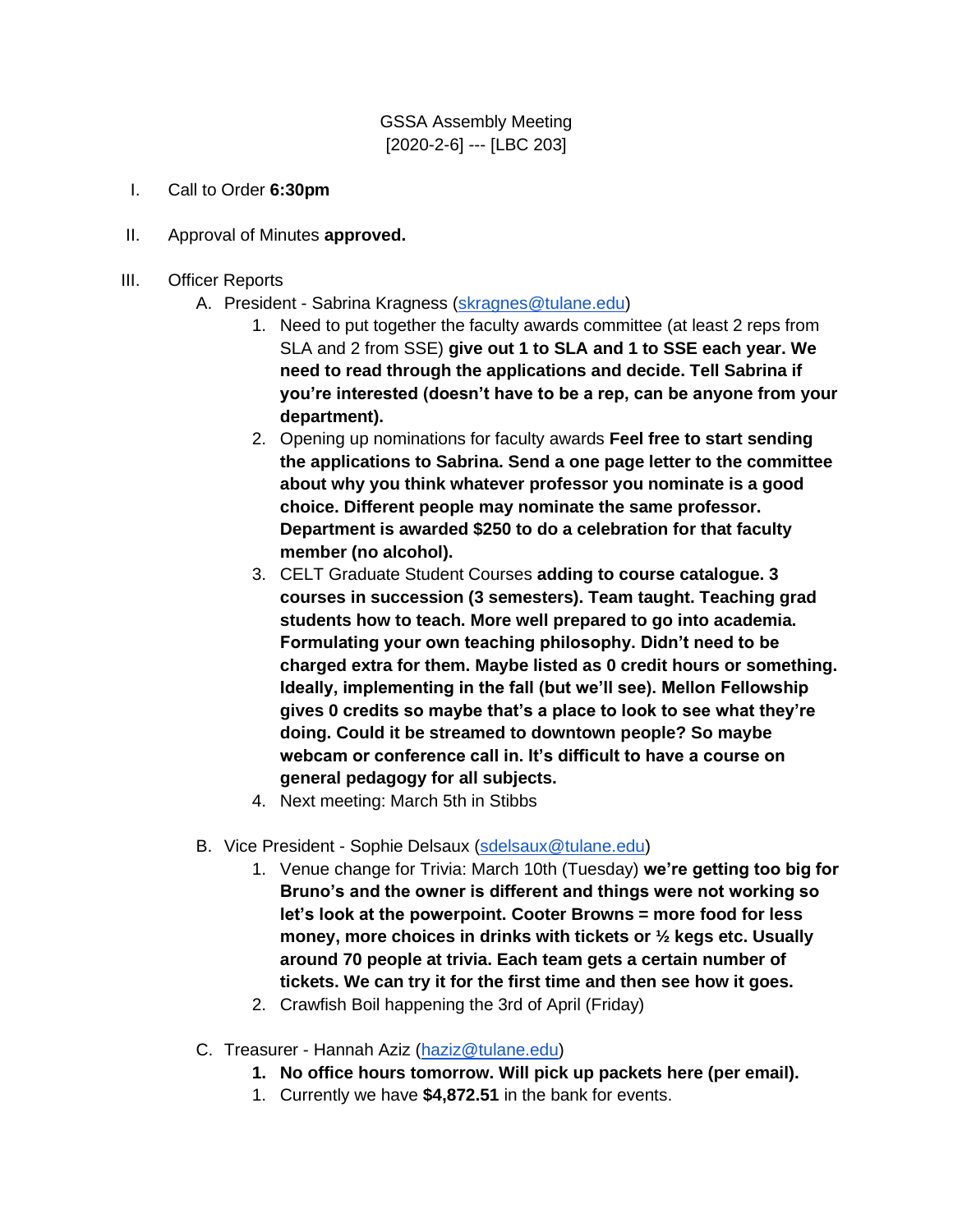GSSA Assembly Meeting
[2020-2-6] --- [LBC 203]

I. Call to Order **6:30pm**

II. Approval of Minutes **approved.**

III. Officer Reports

   A. President - Sabrina Kragness (skragnes@tulane.edu)
      1. Need to put together the faculty awards committee (at least 2 reps from SLA and 2 from SSE) **give out 1 to SLA and 1 to SSE each year. We need to read through the applications and decide. Tell Sabrina if you're interested (doesn't have to be a rep, can be anyone from your department).**
      2. Opening up nominations for faculty awards **Feel free to start sending the applications to Sabrina. Send a one page letter to the committee about why you think whatever professor you nominate is a good choice. Different people may nominate the same professor. Department is awarded $250 to do a celebration for that faculty member (no alcohol).**
      3. CELT Graduate Student Courses **adding to course catalogue. 3 courses in succession (3 semesters). Team taught. Teaching grad students how to teach. More well prepared to go into academia. Formulating your own teaching philosophy. Didn't need to be charged extra for them. Maybe listed as 0 credit hours or something. Ideally, implementing in the fall (but we'll see). Mellon Fellowship gives 0 credits so maybe that's a place to look to see what they're doing. Could it be streamed to downtown people? So maybe webcam or conference call in. It's difficult to have a course on general pedagogy for all subjects.**
      4. Next meeting: March 5th in Stibbs

   B. Vice President - Sophie Delsaux (sdelsaux@tulane.edu)
      1. Venue change for Trivia: March 10th (Tuesday) **we're getting too big for Bruno's and the owner is different and things were not working so let's look at the powerpoint. Cooter Browns = more food for less money, more choices in drinks with tickets or ½ kegs etc. Usually around 70 people at trivia. Each team gets a certain number of tickets. We can try it for the first time and then see how it goes.**
      2. Crawfish Boil happening the 3rd of April (Friday)

   C. Treasurer - Hannah Aziz (haziz@tulane.edu)
      1. **No office hours tomorrow. Will pick up packets here (per email).**
      1. Currently we have **$4,872.51** in the bank for events.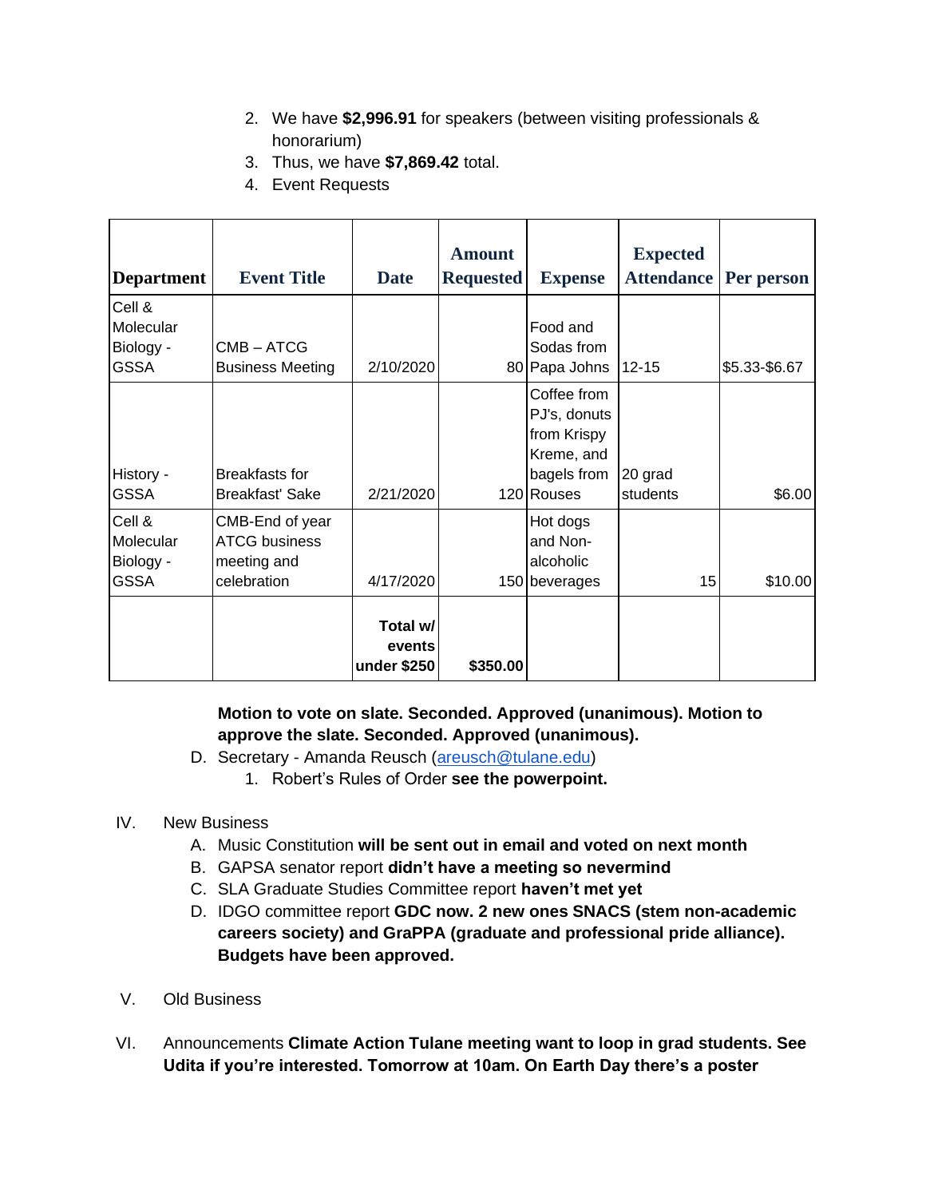2. We have **$2,996.91** for speakers (between visiting professionals & honorarium)
3. Thus, we have **$7,869.42** total.
4. Event Requests

| Department | Event Title | Date | Amount Requested | Expense | Expected Attendance | Per person |
|---|---|---|---|---|---|---|
| Cell & Molecular Biology - GSSA | CMB – ATCG Business Meeting | 2/10/2020 | 80 | Food and Sodas from Papa Johns | 12-15 | $5.33-$6.67 |
| History - GSSA | Breakfasts for Breakfast' Sake | 2/21/2020 | 120 | Coffee from PJ's, donuts from Krispy Kreme, and bagels from Rouses | 20 grad students | $6.00 |
| Cell & Molecular Biology - GSSA | CMB-End of year ATCG business meeting and celebration | 4/17/2020 | 150 | Hot dogs and Non-alcoholic beverages | 15 | $10.00 |
| | | **Total w/ events under $250** | **$350.00** | | | |

**Motion to vote on slate. Seconded. Approved (unanimous). Motion to approve the slate. Seconded. Approved (unanimous).**

D. Secretary - Amanda Reusch (areusch@tulane.edu)
   1. Robert's Rules of Order **see the powerpoint.**

IV. New Business
   A. Music Constitution **will be sent out in email and voted on next month**
   B. GAPSA senator report **didn't have a meeting so nevermind**
   C. SLA Graduate Studies Committee report **haven't met yet**
   D. IDGO committee report **GDC now. 2 new ones SNACS (stem non-academic careers society) and GraPPA (graduate and professional pride alliance). Budgets have been approved.**

V. Old Business

VI. Announcements **Climate Action Tulane meeting want to loop in grad students. See Udita if you're interested. Tomorrow at 10am. On Earth Day there's a poster**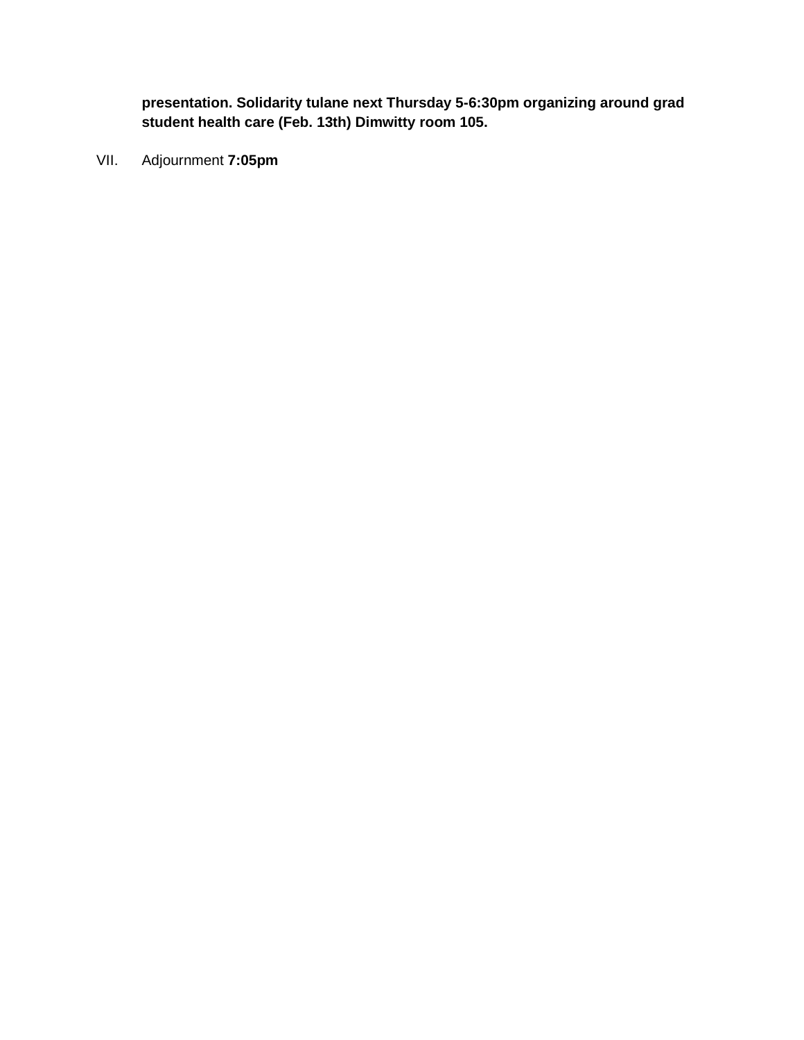**presentation. Solidarity tulane next Thursday 5-6:30pm organizing around grad student health care (Feb. 13th) Dimwitty room 105.**

VII. Adjournment **7:05pm**